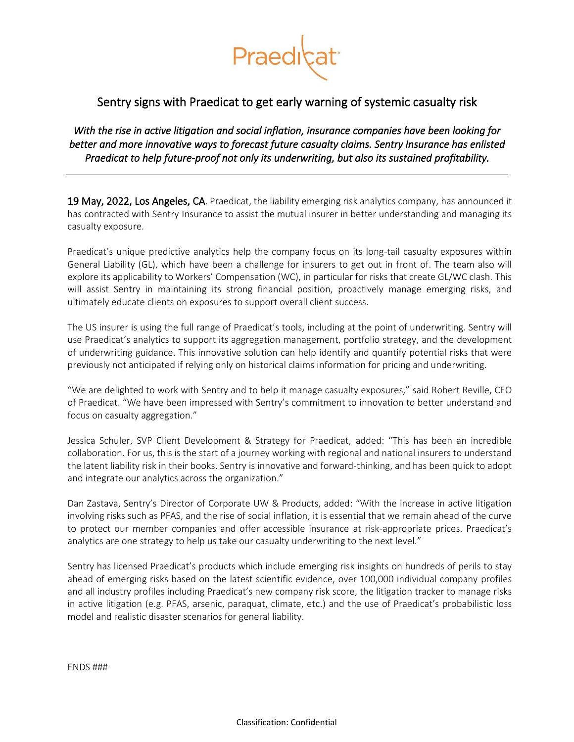Praedicat

# Sentry signs with Praedicat to get early warning of systemic casualty risk

*With the rise in active litigation and social inflation, insurance companies have been looking for better and more innovative ways to forecast future casualty claims. Sentry Insurance has enlisted Praedicat to help future-proof not only its underwriting, but also its sustained profitability.*

---

**19 May, 2022, Los Angeles, CA**. Praedicat, the liability emerging risk analytics company, has announced it has contracted with Sentry Insurance to assist the mutual insurer in better understanding and managing its casualty exposure.

Praedicat's unique predictive analytics help the company focus on its long-tail casualty exposures within General Liability (GL), which have been a challenge for insurers to get out in front of. The team also will explore its applicability to Workers' Compensation (WC), in particular for risks that create GL/WC clash. This will assist Sentry in maintaining its strong financial position, proactively manage emerging risks, and ultimately educate clients on exposures to support overall client success.

The US insurer is using the full range of Praedicat's tools, including at the point of underwriting. Sentry will use Praedicat's analytics to support its aggregation management, portfolio strategy, and the development of underwriting guidance. This innovative solution can help identify and quantify potential risks that were previously not anticipated if relying only on historical claims information for pricing and underwriting.

"We are delighted to work with Sentry and to help it manage casualty exposures," said Robert Reville, CEO of Praedicat. "We have been impressed with Sentry's commitment to innovation to better understand and focus on casualty aggregation."

Jessica Schuler, SVP Client Development & Strategy for Praedicat, added: "This has been an incredible collaboration. For us, this is the start of a journey working with regional and national insurers to understand the latent liability risk in their books. Sentry is innovative and forward-thinking, and has been quick to adopt and integrate our analytics across the organization."

Dan Zastava, Sentry's Director of Corporate UW & Products, added: "With the increase in active litigation involving risks such as PFAS, and the rise of social inflation, it is essential that we remain ahead of the curve to protect our member companies and offer accessible insurance at risk-appropriate prices. Praedicat's analytics are one strategy to help us take our casualty underwriting to the next level."

Sentry has licensed Praedicat's products which include emerging risk insights on hundreds of perils to stay ahead of emerging risks based on the latest scientific evidence, over 100,000 individual company profiles and all industry profiles including Praedicat's new company risk score, the litigation tracker to manage risks in active litigation (e.g. PFAS, arsenic, paraquat, climate, etc.) and the use of Praedicat's probabilistic loss model and realistic disaster scenarios for general liability.

ENDS ###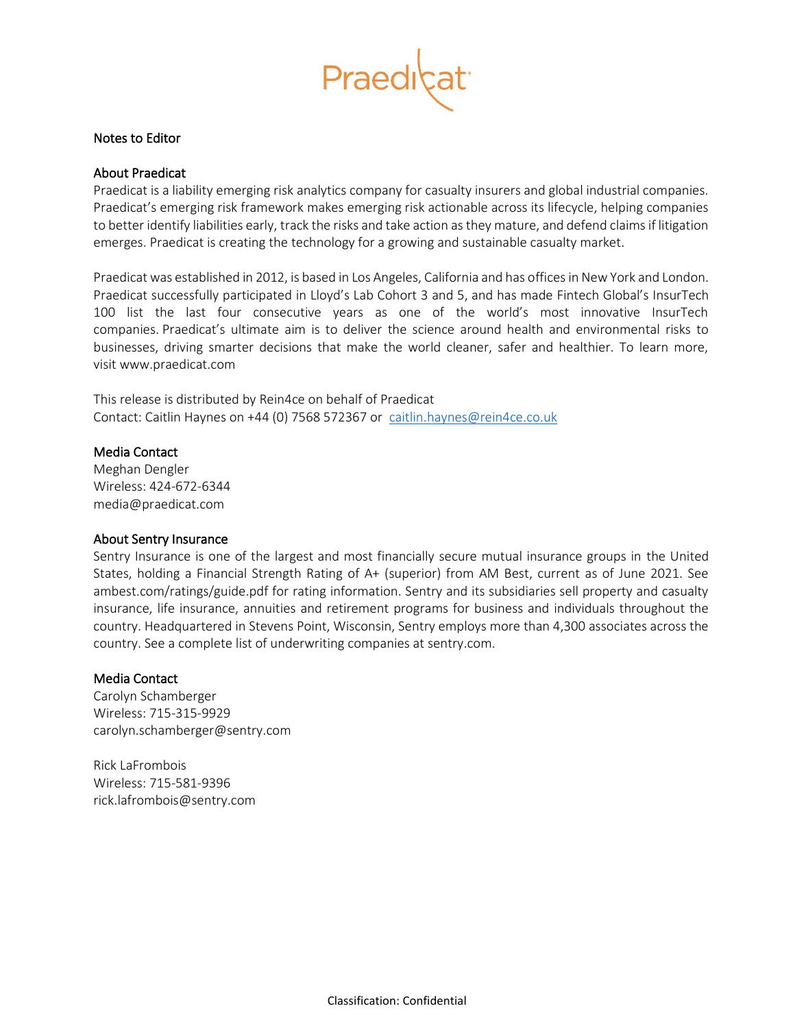Praedicat

## Notes to Editor

### About Praedicat

Praedicat is a liability emerging risk analytics company for casualty insurers and global industrial companies. Praedicat's emerging risk framework makes emerging risk actionable across its lifecycle, helping companies to better identify liabilities early, track the risks and take action as they mature, and defend claims if litigation emerges. Praedicat is creating the technology for a growing and sustainable casualty market.

Praedicat was established in 2012, is based in Los Angeles, California and has offices in New York and London. Praedicat successfully participated in Lloyd's Lab Cohort 3 and 5, and has made Fintech Global's InsurTech 100 list the last four consecutive years as one of the world's most innovative InsurTech companies. Praedicat's ultimate aim is to deliver the science around health and environmental risks to businesses, driving smarter decisions that make the world cleaner, safer and healthier. To learn more, visit www.praedicat.com

This release is distributed by Rein4ce on behalf of Praedicat
Contact: Caitlin Haynes on +44 (0) 7568 572367 or caitlin.haynes@rein4ce.co.uk

### Media Contact

Meghan Dengler
Wireless: 424-672-6344
media@praedicat.com

### About Sentry Insurance

Sentry Insurance is one of the largest and most financially secure mutual insurance groups in the United States, holding a Financial Strength Rating of A+ (superior) from AM Best, current as of June 2021. See ambest.com/ratings/guide.pdf for rating information. Sentry and its subsidiaries sell property and casualty insurance, life insurance, annuities and retirement programs for business and individuals throughout the country. Headquartered in Stevens Point, Wisconsin, Sentry employs more than 4,300 associates across the country. See a complete list of underwriting companies at sentry.com.

### Media Contact

Carolyn Schamberger
Wireless: 715-315-9929
carolyn.schamberger@sentry.com

Rick LaFrombois
Wireless: 715-581-9396
rick.lafrombois@sentry.com

Classification: Confidential